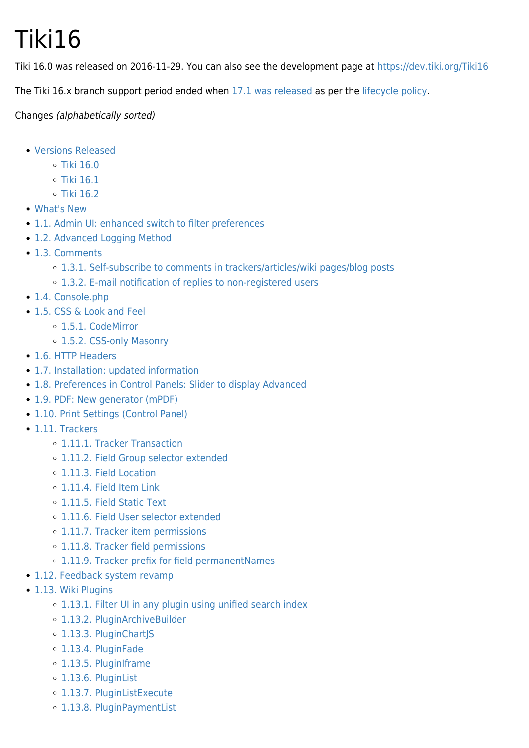# Tiki16

Tiki 16.0 was released on 2016-11-29. You can also see the development page at https://dev.tiki.org/Tiki16

The Tiki 16.x branch support period ended when 17.1 was released as per the lifecycle policy.

Changes *(alphabetically sorted)*

---

- Versions Released
    - Tiki 16.0
    - Tiki 16.1
    - Tiki 16.2
- What's New
- 1.1. Admin UI: enhanced switch to filter preferences
- 1.2. Advanced Logging Method
- 1.3. Comments
    - 1.3.1. Self-subscribe to comments in trackers/articles/wiki pages/blog posts
    - 1.3.2. E-mail notification of replies to non-registered users
- 1.4. Console.php
- 1.5. CSS & Look and Feel
    - 1.5.1. CodeMirror
    - 1.5.2. CSS-only Masonry
- 1.6. HTTP Headers
- 1.7. Installation: updated information
- 1.8. Preferences in Control Panels: Slider to display Advanced
- 1.9. PDF: New generator (mPDF)
- 1.10. Print Settings (Control Panel)
- 1.11. Trackers
    - 1.11.1. Tracker Transaction
    - 1.11.2. Field Group selector extended
    - 1.11.3. Field Location
    - 1.11.4. Field Item Link
    - 1.11.5. Field Static Text
    - 1.11.6. Field User selector extended
    - 1.11.7. Tracker item permissions
    - 1.11.8. Tracker field permissions
    - 1.11.9. Tracker prefix for field permanentNames
- 1.12. Feedback system revamp
- 1.13. Wiki Plugins
    - 1.13.1. Filter UI in any plugin using unified search index
    - 1.13.2. PluginArchiveBuilder
    - 1.13.3. PluginChartJS
    - 1.13.4. PluginFade
    - 1.13.5. PluginIframe
    - 1.13.6. PluginList
    - 1.13.7. PluginListExecute
    - 1.13.8. PluginPaymentList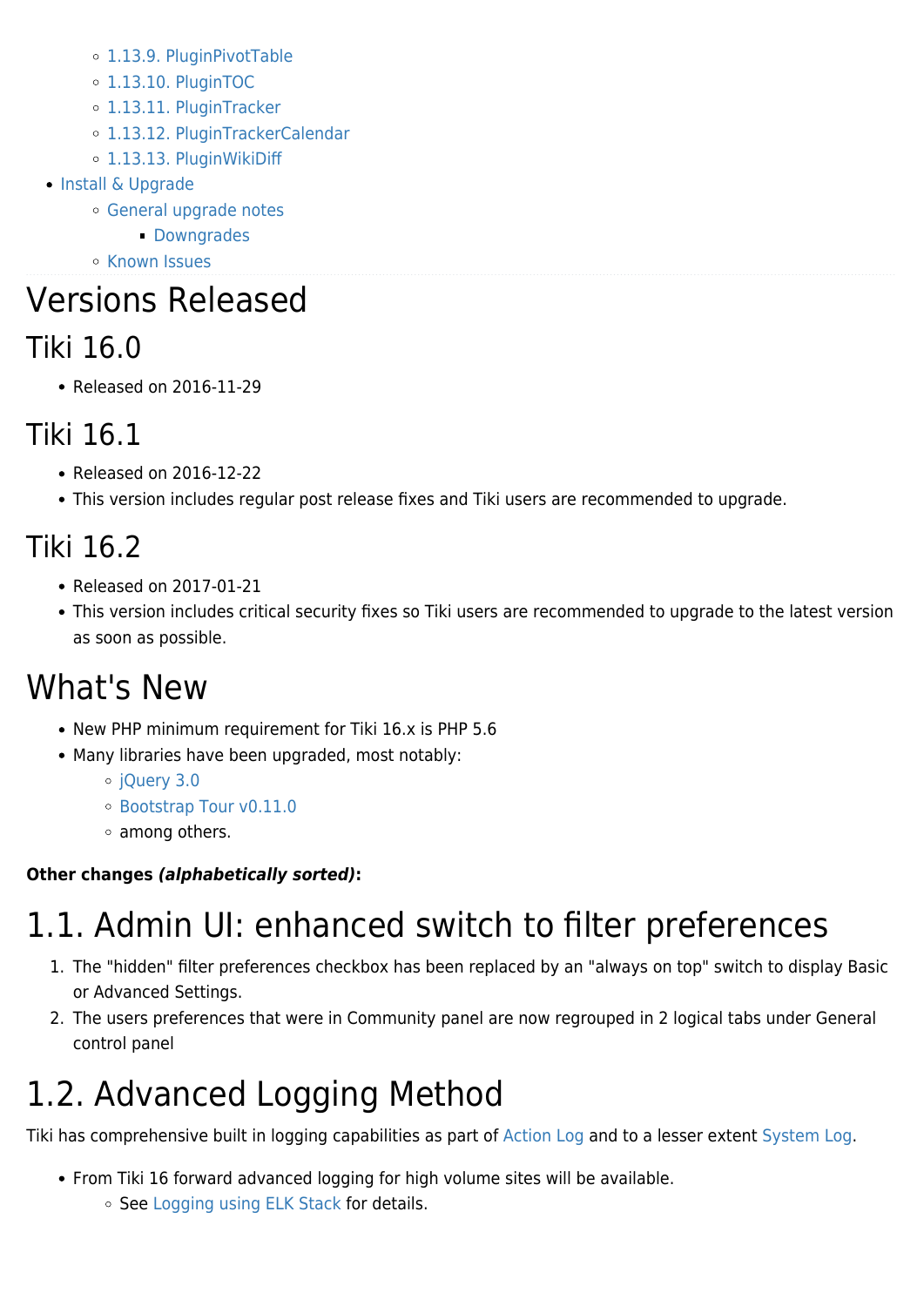- 1.13.9. PluginPivotTable
- 1.13.10. PluginTOC
- 1.13.11. PluginTracker
- 1.13.12. PluginTrackerCalendar
- 1.13.13. PluginWikiDiff

- Install & Upgrade
  - General upgrade notes
    - Downgrades
  - Known Issues

# Versions Released

## Tiki 16.0

- Released on 2016-11-29

## Tiki 16.1

- Released on 2016-12-22
- This version includes regular post release fixes and Tiki users are recommended to upgrade.

## Tiki 16.2

- Released on 2017-01-21
- This version includes critical security fixes so Tiki users are recommended to upgrade to the latest version as soon as possible.

# What's New

- New PHP minimum requirement for Tiki 16.x is PHP 5.6
- Many libraries have been upgraded, most notably:
  - jQuery 3.0
  - Bootstrap Tour v0.11.0
  - among others.

**Other changes *(alphabetically sorted)*:**

# 1.1. Admin UI: enhanced switch to filter preferences

1. The "hidden" filter preferences checkbox has been replaced by an "always on top" switch to display Basic or Advanced Settings.
2. The users preferences that were in Community panel are now regrouped in 2 logical tabs under General control panel

# 1.2. Advanced Logging Method

Tiki has comprehensive built in logging capabilities as part of Action Log and to a lesser extent System Log.

- From Tiki 16 forward advanced logging for high volume sites will be available.
  - See Logging using ELK Stack for details.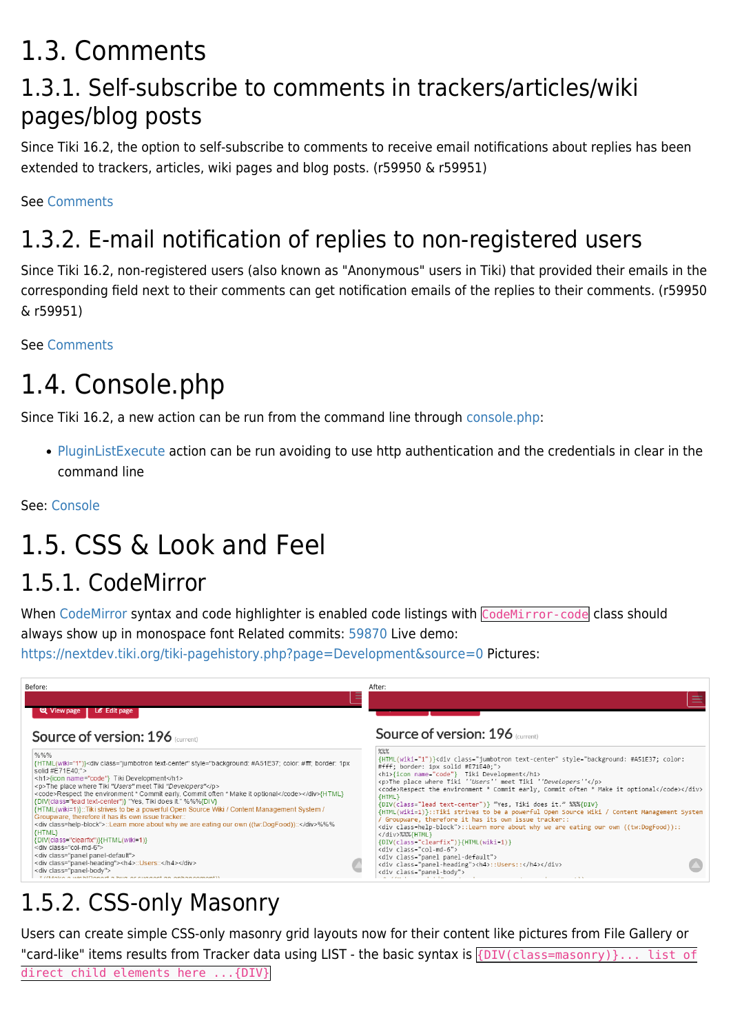# 1.3. Comments

## 1.3.1. Self-subscribe to comments in trackers/articles/wiki pages/blog posts

Since Tiki 16.2, the option to self-subscribe to comments to receive email notifications about replies has been extended to trackers, articles, wiki pages and blog posts. (r59950 & r59951)

See Comments

## 1.3.2. E-mail notification of replies to non-registered users

Since Tiki 16.2, non-registered users (also known as "Anonymous" users in Tiki) that provided their emails in the corresponding field next to their comments can get notification emails of the replies to their comments. (r59950 & r59951)

See Comments

# 1.4. Console.php

Since Tiki 16.2, a new action can be run from the command line through console.php:

- PluginListExecute action can be run avoiding to use http authentication and the credentials in clear in the command line

See: Console

# 1.5. CSS & Look and Feel

## 1.5.1. CodeMirror

When CodeMirror syntax and code highlighter is enabled code listings with `CodeMirror-code` class should always show up in monospace font Related commits: 59870 Live demo: https://nextdev.tiki.org/tiki-pagehistory.php?page=Development&source=0 Pictures:

## 1.5.2. CSS-only Masonry

Users can create simple CSS-only masonry grid layouts now for their content like pictures from File Gallery or "card-like" items results from Tracker data using LIST - the basic syntax is `{DIV(class=masonry)}... list of direct child elements here ...{DIV}`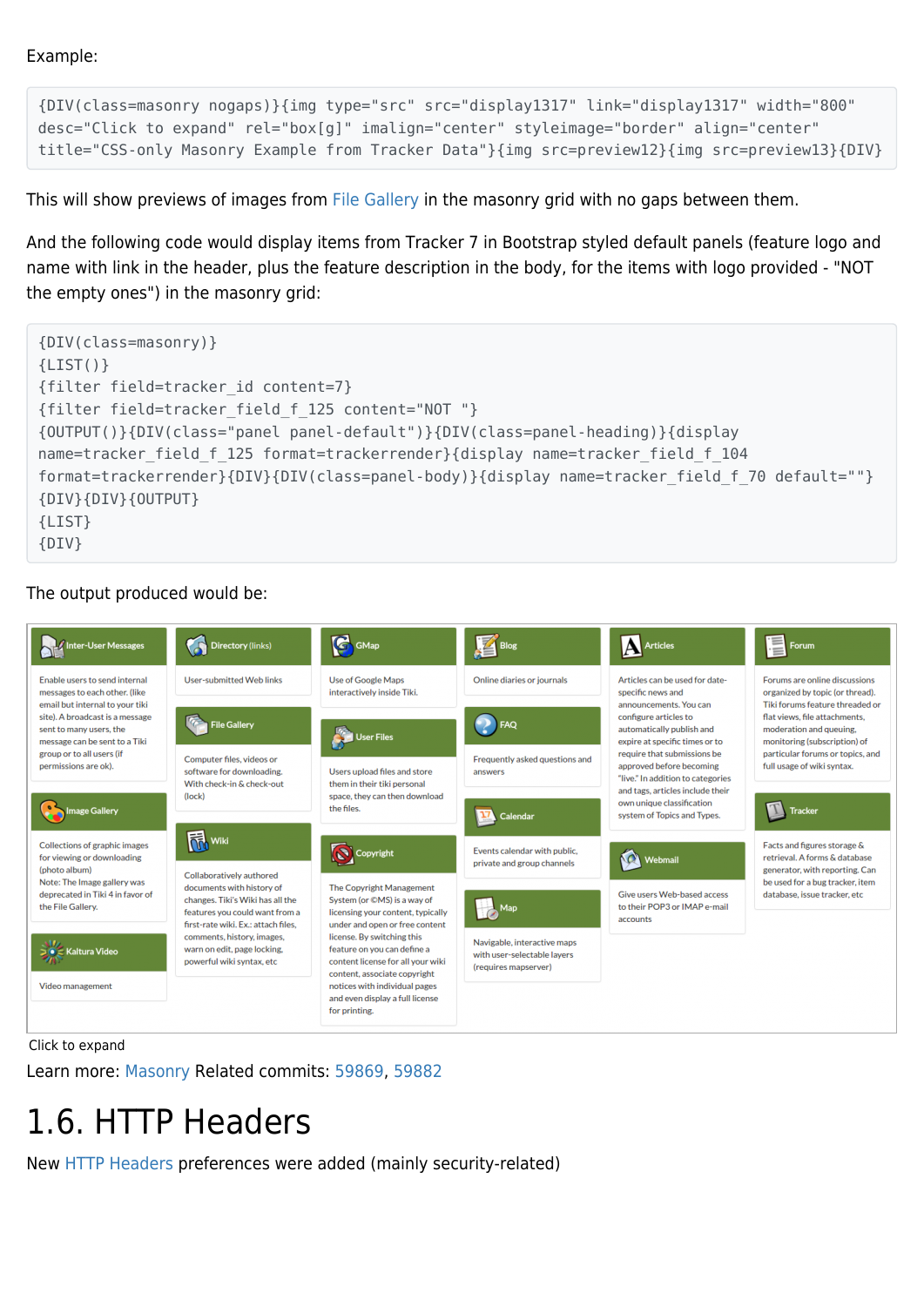Example:

```
{DIV(class=masonry nogaps)}{img type="src" src="display1317" link="display1317" width="800"
desc="Click to expand" rel="box[g]" imalign="center" styleimage="border" align="center"
title="CSS-only Masonry Example from Tracker Data"}{img src=preview12}{img src=preview13}{DIV}
```

This will show previews of images from File Gallery in the masonry grid with no gaps between them.

And the following code would display items from Tracker 7 in Bootstrap styled default panels (feature logo and name with link in the header, plus the feature description in the body, for the items with logo provided - "NOT the empty ones") in the masonry grid:

```
{DIV(class=masonry)}
{LIST()}
{filter field=tracker_id content=7}
{filter field=tracker_field_f_125 content="NOT "}
{OUTPUT()}{DIV(class="panel panel-default")}{DIV(class=panel-heading)}{display
name=tracker_field_f_125 format=trackerrender}{display name=tracker_field_f_104
format=trackerrender}{DIV}{DIV(class=panel-body)}{display name=tracker_field_f_70 default=""}
{DIV}{DIV}{OUTPUT}
{LIST}
{DIV}
```

The output produced would be:

**Inter-User Messages**
Enable users to send internal messages to each other. (like email but internal to your tiki site). A broadcast is a message sent to many users, the message can be sent to a Tiki group or to all users (if permissions are ok).

**Image Gallery**
Collections of graphic images for viewing or downloading (photo album)
Note: The Image gallery was deprecated in Tiki 4 in favor of the File Gallery.

**Kaltura Video**
Video management

**Directory (links)**
User-submitted Web links

**File Gallery**
Computer files, videos or software for downloading. With check-in & check-out (lock)

**Wiki**
Collaboratively authored documents with history of changes. Tiki's Wiki has all the features you could want from a first-rate wiki. Ex.: attach files, comments, history, images, warn on edit, page locking, powerful wiki syntax, etc

**GMap**
Use of Google Maps interactively inside Tiki.

**User Files**
Users upload files and store them in their tiki personal space, they can then download the files.

**Copyright**
The Copyright Management System (or ©MS) is a way of licensing your content, typically under and open or free content license. By switching this feature on you can define a content license for all your wiki content, associate copyright notices with individual pages and even display a full license for printing.

**Blog**
Online diaries or journals

**FAQ**
Frequently asked questions and answers

**Calendar**
Events calendar with public, private and group channels

**Map**
Navigable, interactive maps with user-selectable layers (requires mapserver)

**Articles**
Articles can be used for date-specific news and announcements. You can configure articles to automatically publish and expire at specific times or to require that submissions be approved before becoming "live." In addition to categories and tags, articles include their own unique classification system of Topics and Types.

**Webmail**
Give users Web-based access to their POP3 or IMAP e-mail accounts

**Forum**
Forums are online discussions organized by topic (or thread). Tiki forums feature threaded or flat views, file attachments, moderation and queuing, monitoring (subscription) of particular forums or topics, and full usage of wiki syntax.

**Tracker**
Facts and figures storage & retrieval. A forms & database generator, with reporting. Can be used for a bug tracker, item database, issue tracker, etc

Click to expand

Learn more: Masonry Related commits: 59869, 59882

# 1.6. HTTP Headers

New HTTP Headers preferences were added (mainly security-related)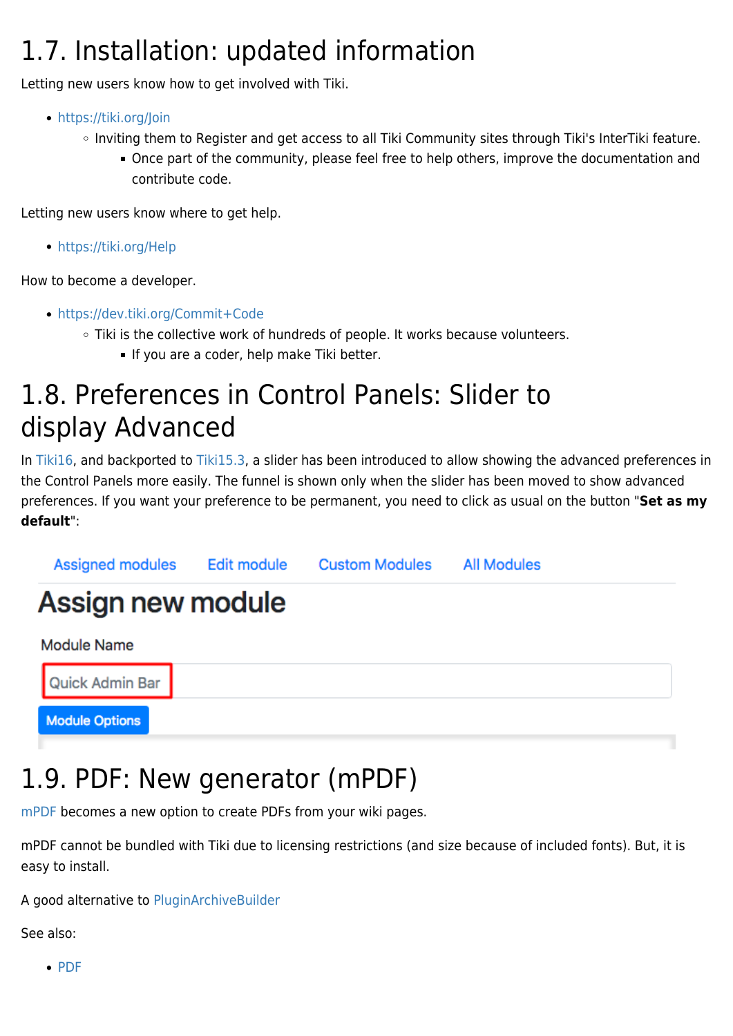# 1.7. Installation: updated information

Letting new users know how to get involved with Tiki.

- https://tiki.org/Join
  - Inviting them to Register and get access to all Tiki Community sites through Tiki's InterTiki feature.
    - Once part of the community, please feel free to help others, improve the documentation and contribute code.

Letting new users know where to get help.

- https://tiki.org/Help

How to become a developer.

- https://dev.tiki.org/Commit+Code
  - Tiki is the collective work of hundreds of people. It works because volunteers.
    - If you are a coder, help make Tiki better.

# 1.8. Preferences in Control Panels: Slider to display Advanced

In Tiki16, and backported to Tiki15.3, a slider has been introduced to allow showing the advanced preferences in the Control Panels more easily. The funnel is shown only when the slider has been moved to show advanced preferences. If you want your preference to be permanent, you need to click as usual on the button "**Set as my default**":

Assigned modules    Edit module    Custom Modules    All Modules

## Assign new module

Module Name

Quick Admin Bar

Module Options

# 1.9. PDF: New generator (mPDF)

mPDF becomes a new option to create PDFs from your wiki pages.

mPDF cannot be bundled with Tiki due to licensing restrictions (and size because of included fonts). But, it is easy to install.

A good alternative to PluginArchiveBuilder

See also:

- PDF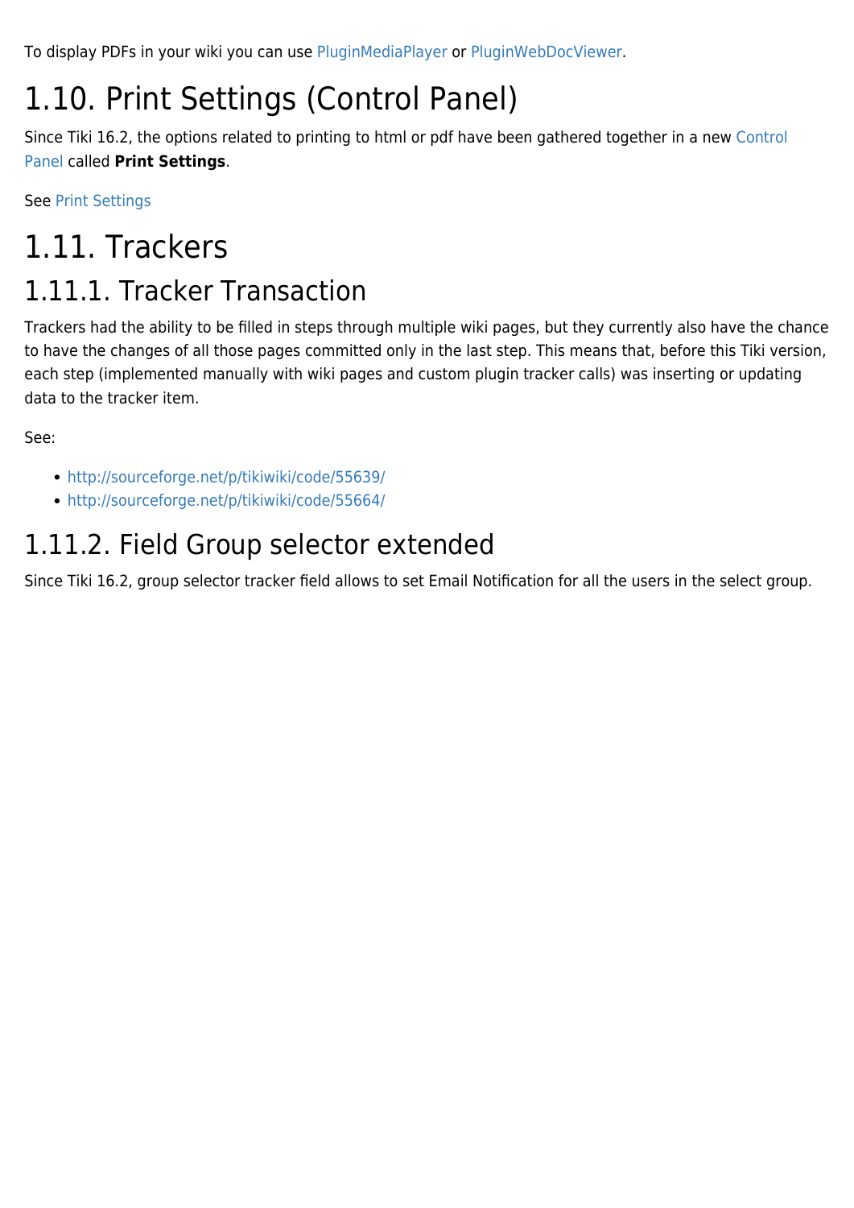To display PDFs in your wiki you can use PluginMediaPlayer or PluginWebDocViewer.

# 1.10. Print Settings (Control Panel)

Since Tiki 16.2, the options related to printing to html or pdf have been gathered together in a new Control Panel called **Print Settings**.

See Print Settings

# 1.11. Trackers

## 1.11.1. Tracker Transaction

Trackers had the ability to be filled in steps through multiple wiki pages, but they currently also have the chance to have the changes of all those pages committed only in the last step. This means that, before this Tiki version, each step (implemented manually with wiki pages and custom plugin tracker calls) was inserting or updating data to the tracker item.

See:

- http://sourceforge.net/p/tikiwiki/code/55639/
- http://sourceforge.net/p/tikiwiki/code/55664/

## 1.11.2. Field Group selector extended

Since Tiki 16.2, group selector tracker field allows to set Email Notification for all the users in the select group.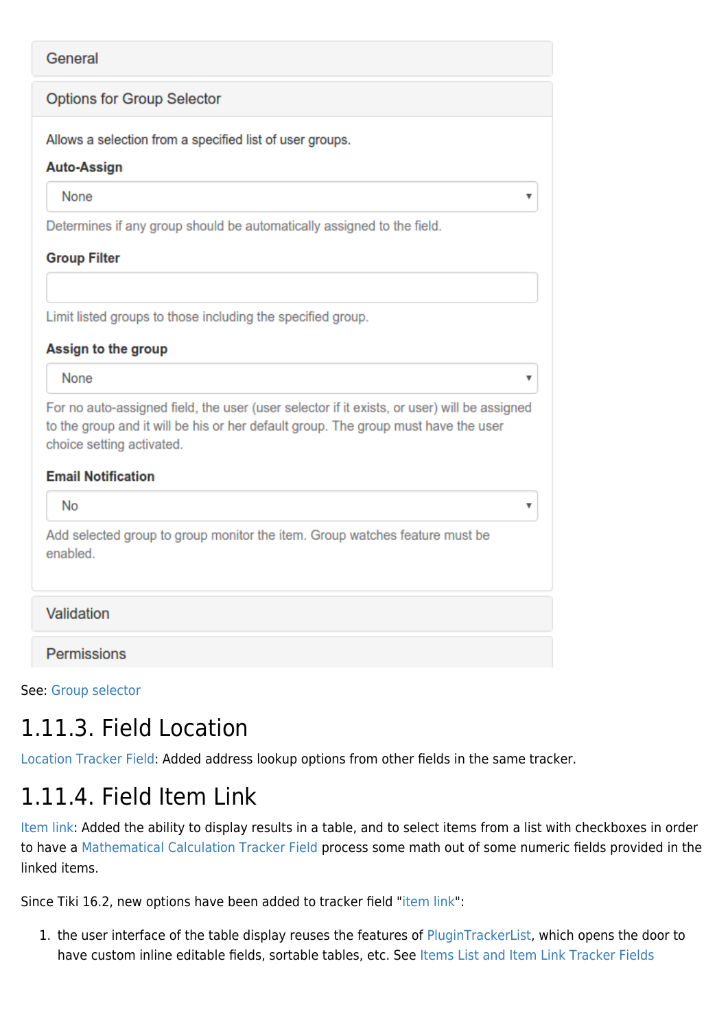General

Options for Group Selector

Allows a selection from a specified list of user groups.

**Auto-Assign**

None

Determines if any group should be automatically assigned to the field.

**Group Filter**

Limit listed groups to those including the specified group.

**Assign to the group**

None

For no auto-assigned field, the user (user selector if it exists, or user) will be assigned to the group and it will be his or her default group. The group must have the user choice setting activated.

**Email Notification**

No

Add selected group to group monitor the item. Group watches feature must be enabled.

Validation

Permissions

See: Group selector

## 1.11.3. Field Location

Location Tracker Field: Added address lookup options from other fields in the same tracker.

## 1.11.4. Field Item Link

Item link: Added the ability to display results in a table, and to select items from a list with checkboxes in order to have a Mathematical Calculation Tracker Field process some math out of some numeric fields provided in the linked items.

Since Tiki 16.2, new options have been added to tracker field "item link":

1. the user interface of the table display reuses the features of PluginTrackerList, which opens the door to have custom inline editable fields, sortable tables, etc. See Items List and Item Link Tracker Fields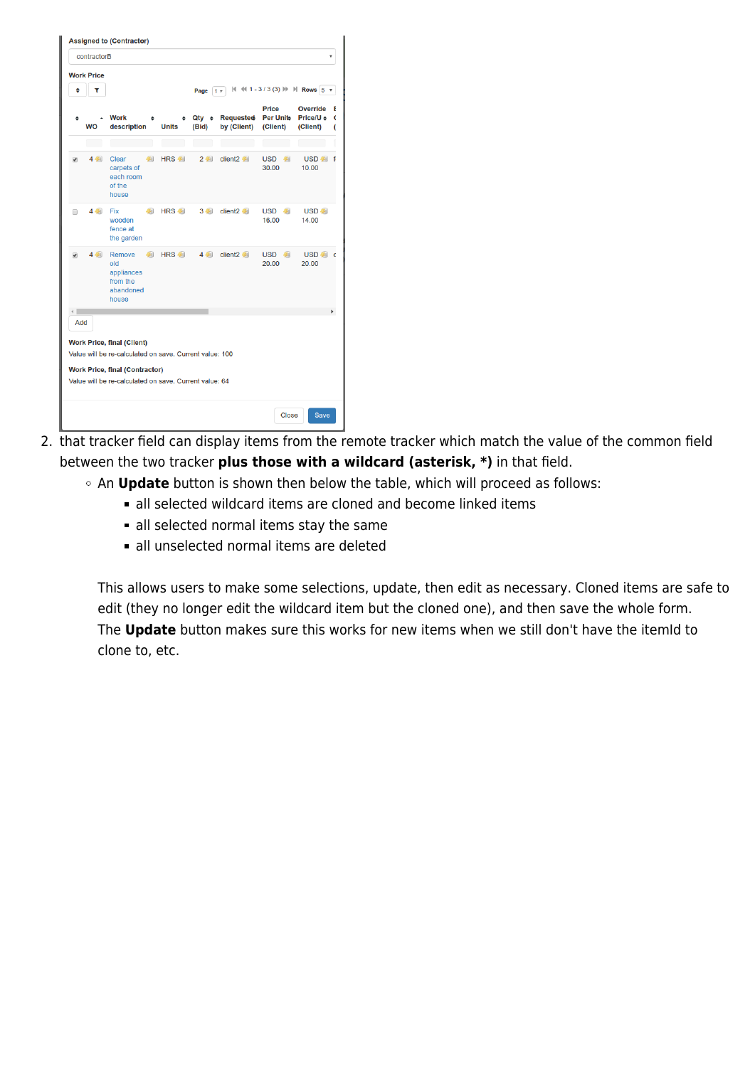Assigned to (Contractor)

contractorB

Work Price

Page 1 · 1 - 3 / 3 (3) · Rows 5

| | WO | Work description | Units | Qty (Bid) | Requested by (Client) | Price Per Unit (Client) | Override Price/U (Client) |
|---|---|---|---|---|---|---|---|
| ☑ | 4 | Clear carpets of each room of the house | HRS | 2 | client2 | USD 30.00 | USD 10.00 |
| ☐ | 4 | Fix wooden fence at the garden | HRS | 3 | client2 | USD 16.00 | USD 14.00 |
| ☑ | 4 | Remove old appliances from the abandoned house | HRS | 4 | client2 | USD 20.00 | USD 20.00 |

Add

**Work Price, final (Client)**

Value will be re-calculated on save. Current value: 100

**Work Price, final (Contractor)**

Value will be re-calculated on save. Current value: 64

Close Save

2. that tracker field can display items from the remote tracker which match the value of the common field between the two tracker **plus those with a wildcard (asterisk, *)** in that field.
   - An **Update** button is shown then below the table, which will proceed as follows:
     - all selected wildcard items are cloned and become linked items
     - all selected normal items stay the same
     - all unselected normal items are deleted

     This allows users to make some selections, update, then edit as necessary. Cloned items are safe to edit (they no longer edit the wildcard item but the cloned one), and then save the whole form.
     The **Update** button makes sure this works for new items when we still don't have the itemId to clone to, etc.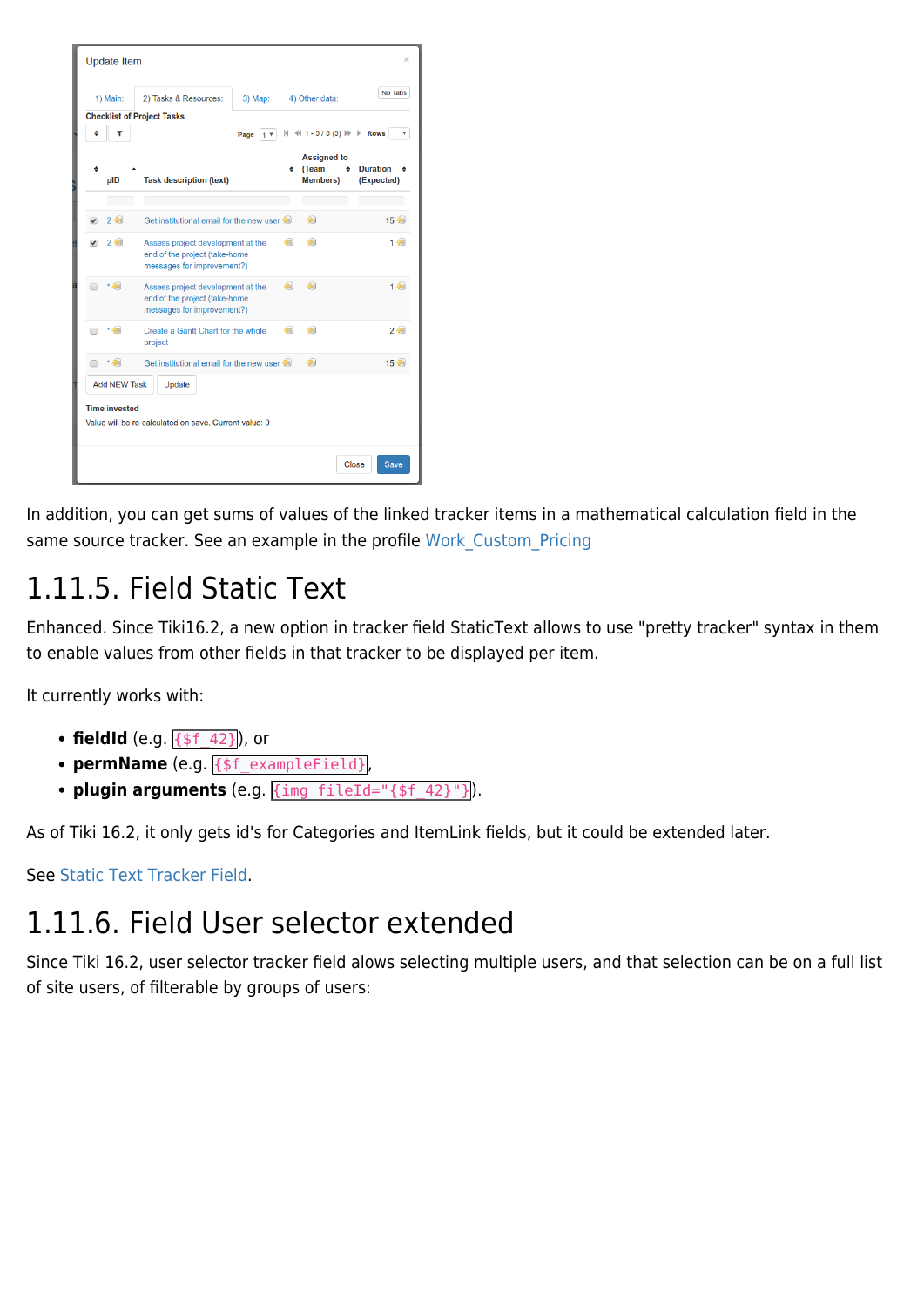In addition, you can get sums of values of the linked tracker items in a mathematical calculation field in the same source tracker. See an example in the profile Work_Custom_Pricing

## 1.11.5. Field Static Text

Enhanced. Since Tiki16.2, a new option in tracker field StaticText allows to use "pretty tracker" syntax in them to enable values from other fields in that tracker to be displayed per item.

It currently works with:

- **fieldId** (e.g. `{$f_42}`), or
- **permName** (e.g. `{$f_exampleField}`,
- **plugin arguments** (e.g. `{img fileId="{$f_42}"}`).

As of Tiki 16.2, it only gets id's for Categories and ItemLink fields, but it could be extended later.

See Static Text Tracker Field.

## 1.11.6. Field User selector extended

Since Tiki 16.2, user selector tracker field allows selecting multiple users, and that selection can be on a full list of site users, of filterable by groups of users: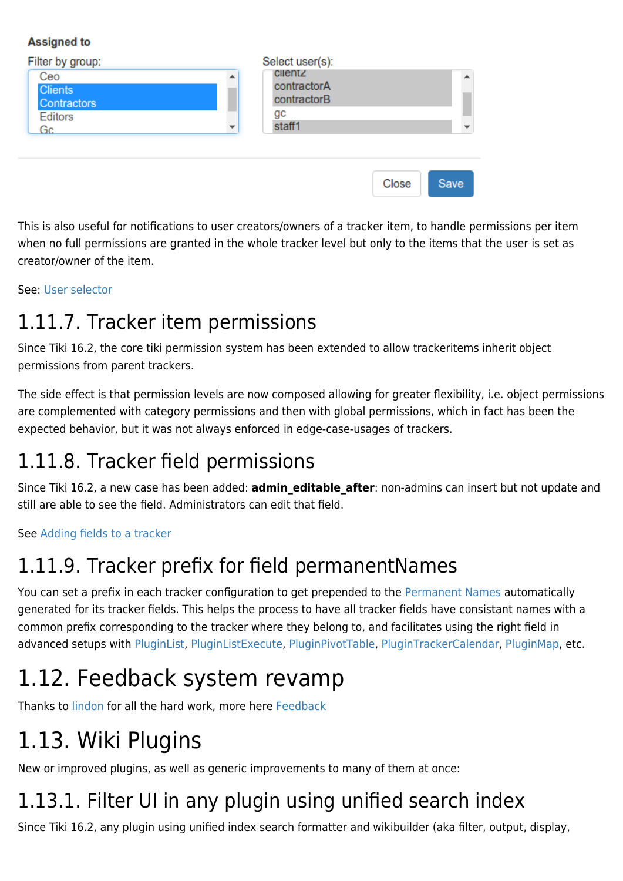**Assigned to**

Filter by group: Ceo, Clients, Contractors, Editors, Gc

Select user(s): client2, contractorA, contractorB, gc, staff1

Close Save

This is also useful for notifications to user creators/owners of a tracker item, to handle permissions per item when no full permissions are granted in the whole tracker level but only to the items that the user is set as creator/owner of the item.

See: User selector

### 1.11.7. Tracker item permissions

Since Tiki 16.2, the core tiki permission system has been extended to allow trackeritems inherit object permissions from parent trackers.

The side effect is that permission levels are now composed allowing for greater flexibility, i.e. object permissions are complemented with category permissions and then with global permissions, which in fact has been the expected behavior, but it was not always enforced in edge-case-usages of trackers.

### 1.11.8. Tracker field permissions

Since Tiki 16.2, a new case has been added: **admin_editable_after**: non-admins can insert but not update and still are able to see the field. Administrators can edit that field.

See Adding fields to a tracker

### 1.11.9. Tracker prefix for field permanentNames

You can set a prefix in each tracker configuration to get prepended to the Permanent Names automatically generated for its tracker fields. This helps the process to have all tracker fields have consistant names with a common prefix corresponding to the tracker where they belong to, and facilitates using the right field in advanced setups with PluginList, PluginListExecute, PluginPivotTable, PluginTrackerCalendar, PluginMap, etc.

## 1.12. Feedback system revamp

Thanks to lindon for all the hard work, more here Feedback

## 1.13. Wiki Plugins

New or improved plugins, as well as generic improvements to many of them at once:

### 1.13.1. Filter UI in any plugin using unified search index

Since Tiki 16.2, any plugin using unified index search formatter and wikibuilder (aka filter, output, display,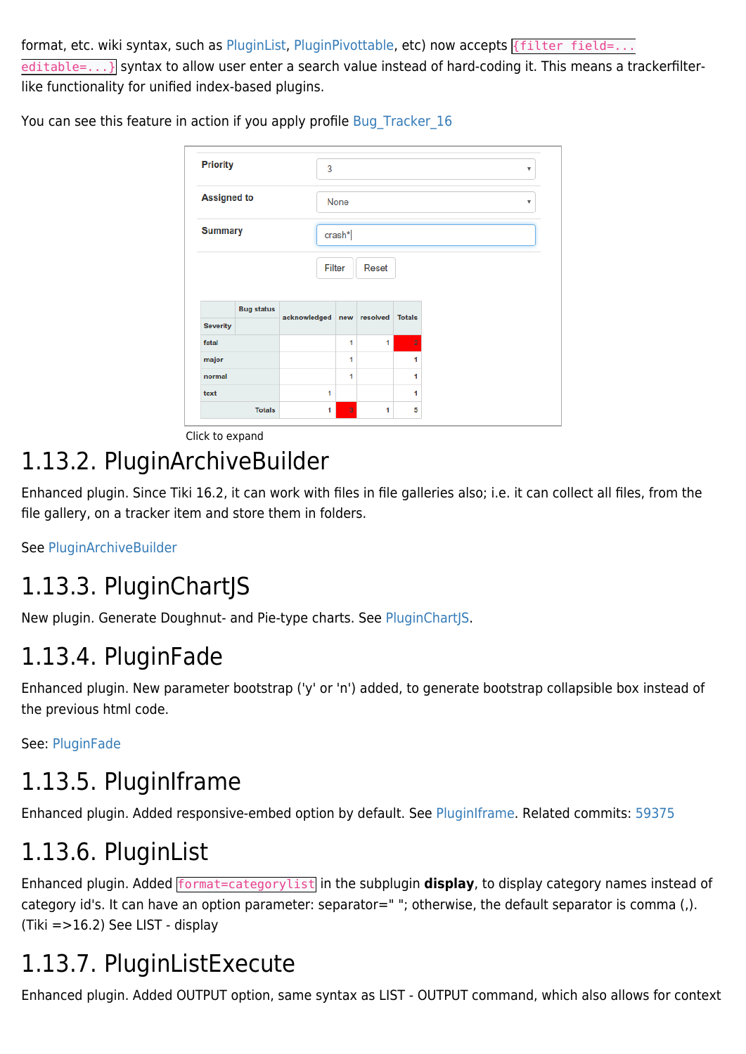format, etc. wiki syntax, such as PluginList, PluginPivottable, etc) now accepts `{filter field=... editable=...}` syntax to allow user enter a search value instead of hard-coding it. This means a trackerfilter-like functionality for unified index-based plugins.

You can see this feature in action if you apply profile Bug_Tracker_16

Click to expand

## 1.13.2. PluginArchiveBuilder

Enhanced plugin. Since Tiki 16.2, it can work with files in file galleries also; i.e. it can collect all files, from the file gallery, on a tracker item and store them in folders.

See PluginArchiveBuilder

## 1.13.3. PluginChartJS

New plugin. Generate Doughnut- and Pie-type charts. See PluginChartJS.

## 1.13.4. PluginFade

Enhanced plugin. New parameter bootstrap ('y' or 'n') added, to generate bootstrap collapsible box instead of the previous html code.

See: PluginFade

## 1.13.5. PluginIframe

Enhanced plugin. Added responsive-embed option by default. See PluginIframe. Related commits: 59375

## 1.13.6. PluginList

Enhanced plugin. Added `format=categorylist` in the subplugin **display**, to display category names instead of category id's. It can have an option parameter: separator=" "; otherwise, the default separator is comma (,). (Tiki =>16.2) See LIST - display

## 1.13.7. PluginListExecute

Enhanced plugin. Added OUTPUT option, same syntax as LIST - OUTPUT command, which also allows for context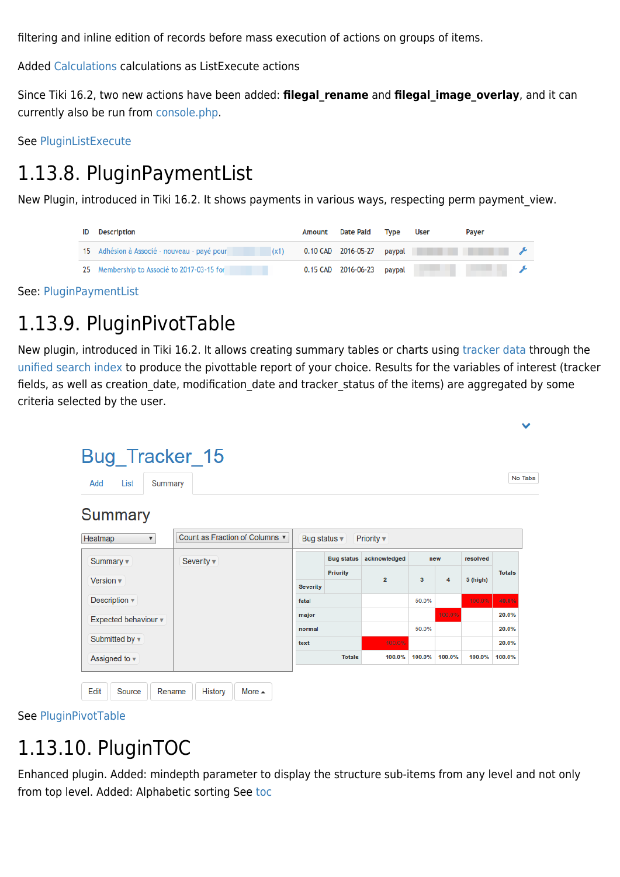filtering and inline edition of records before mass execution of actions on groups of items.

Added Calculations calculations as ListExecute actions

Since Tiki 16.2, two new actions have been added: **filegal_rename** and **filegal_image_overlay**, and it can currently also be run from console.php.

See PluginListExecute

# 1.13.8. PluginPaymentList

New Plugin, introduced in Tiki 16.2. It shows payments in various ways, respecting perm payment_view.

| ID | Description | Amount | Date Paid | Type | User | Payer |
|---|---|---|---|---|---|---|
| 15 | Adhésion à Associé · nouveau · payé pour (x1) | 0.10 CAD | 2016-05-27 | paypal | | |
| 25 | Membership to Associé to 2017-03-15 for | 0.15 CAD | 2016-06-23 | paypal | | |

See: PluginPaymentList

# 1.13.9. PluginPivotTable

New plugin, introduced in Tiki 16.2. It allows creating summary tables or charts using tracker data through the unified search index to produce the pivottable report of your choice. Results for the variables of interest (tracker fields, as well as creation_date, modification_date and tracker_status of the items) are aggregated by some criteria selected by the user.

Bug_Tracker_15

Add | List | Summary

No Tabs

Summary

Heatmap | Count as Fraction of Columns | Bug status | Priority

Summary | Version | Description | Expected behaviour | Submitted by | Assigned to

Severity

| Bug status | acknowledged | new | | resolved | |
|---|---|---|---|---|---|
| Priority | 2 | 3 | 4 | 5 (high) | Totals |
| Severity | | | | | |
| fatal | | 50.0% | | 100.0% | 40.0% |
| major | | | 100.0% | | 20.0% |
| normal | | 50.0% | | | 20.0% |
| text | 100.0% | | | | 20.0% |
| Totals | 100.0% | 100.0% | 100.0% | 100.0% | 100.0% |

Edit | Source | Rename | History | More

See PluginPivotTable

# 1.13.10. PluginTOC

Enhanced plugin. Added: mindepth parameter to display the structure sub-items from any level and not only from top level. Added: Alphabetic sorting See toc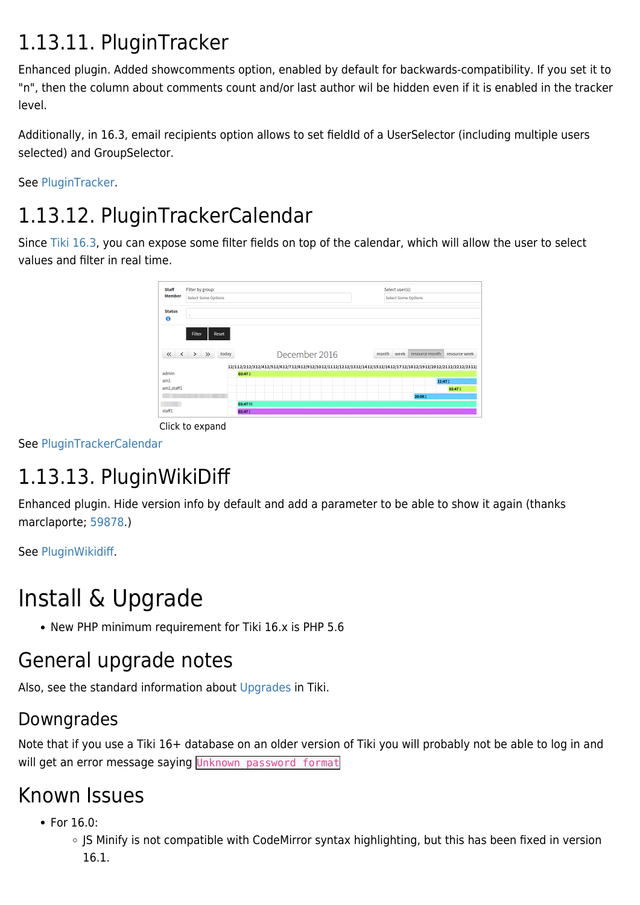## 1.13.11. PluginTracker

Enhanced plugin. Added showcomments option, enabled by default for backwards-compatibility. If you set it to "n", then the column about comments count and/or last author wil be hidden even if it is enabled in the tracker level.

Additionally, in 16.3, email recipients option allows to set fieldId of a UserSelector (including multiple users selected) and GroupSelector.

See PluginTracker.

## 1.13.12. PluginTrackerCalendar

Since Tiki 16.3, you can expose some filter fields on top of the calendar, which will allow the user to select values and filter in real time.

Click to expand

See PluginTrackerCalendar

## 1.13.13. PluginWikiDiff

Enhanced plugin. Hide version info by default and add a parameter to be able to show it again (thanks marclaporte; 59878.)

See PluginWikidiff.

# Install & Upgrade

- New PHP minimum requirement for Tiki 16.x is PHP 5.6

## General upgrade notes

Also, see the standard information about Upgrades in Tiki.

### Downgrades

Note that if you use a Tiki 16+ database on an older version of Tiki you will probably not be able to log in and will get an error message saying `Unknown password format`

## Known Issues

- For 16.0:
  - JS Minify is not compatible with CodeMirror syntax highlighting, but this has been fixed in version 16.1.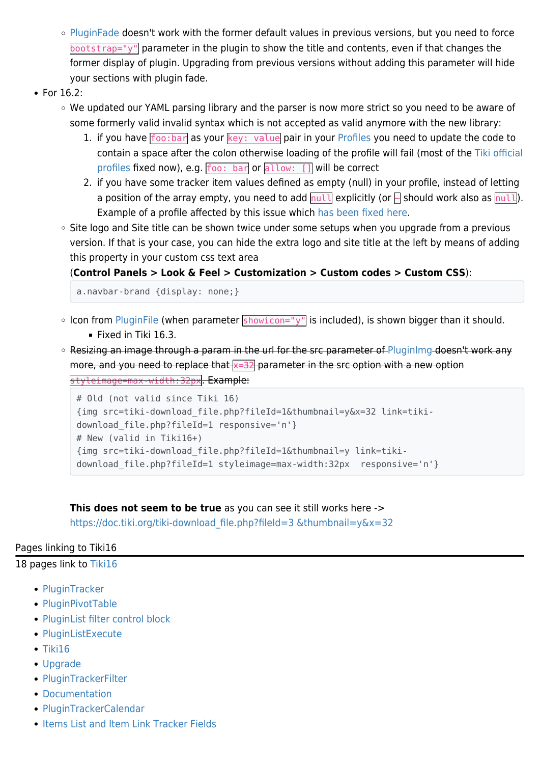- PluginFade doesn't work with the former default values in previous versions, but you need to force `bootstrap="y"` parameter in the plugin to show the title and contents, even if that changes the former display of plugin. Upgrading from previous versions without adding this parameter will hide your sections with plugin fade.
- For 16.2:
    - We updated our YAML parsing library and the parser is now more strict so you need to be aware of some formerly valid invalid syntax which is not accepted as valid anymore with the new library:
        1. if you have `foo:bar` as your `key: value` pair in your Profiles you need to update the code to contain a space after the colon otherwise loading of the profile will fail (most of the Tiki official profiles fixed now), e.g. `foo: bar` or `allow: []` will be correct
        2. if you have some tracker item values defined as empty (null) in your profile, instead of letting a position of the array empty, you need to add `null` explicitly (or `~` should work also as `null`). Example of a profile affected by this issue which has been fixed here.
    - Site logo and Site title can be shown twice under some setups when you upgrade from a previous version. If that is your case, you can hide the extra logo and site title at the left by means of adding this property in your custom css text area (**Control Panels > Look & Feel > Customization > Custom codes > Custom CSS**):

      ```
      a.navbar-brand {display: none;}
      ```

    - Icon from PluginFile (when parameter `showicon="y"` is included), is shown bigger than it should.
        - Fixed in Tiki 16.3.
    - ~~Resizing an image through a param in the url for the src parameter of PluginImg doesn't work any more, and you need to replace that `x=32` parameter in the src option with a new option `styleimage=max-width:32px`. Example:~~

      ```
      # Old (not valid since Tiki 16)
      {img src=tiki-download_file.php?fileId=1&thumbnail=y&x=32 link=tiki-download_file.php?fileId=1 responsive='n'}
      # New (valid in Tiki16+)
      {img src=tiki-download_file.php?fileId=1&thumbnail=y link=tiki-download_file.php?fileId=1 styleimage=max-width:32px  responsive='n'}
      ```

      **This does not seem to be true** as you can see it still works here -> https://doc.tiki.org/tiki-download_file.php?fileId=3 &thumbnail=y&x=32

Pages linking to Tiki16

18 pages link to Tiki16

- PluginTracker
- PluginPivotTable
- PluginList filter control block
- PluginListExecute
- Tiki16
- Upgrade
- PluginTrackerFilter
- Documentation
- PluginTrackerCalendar
- Items List and Item Link Tracker Fields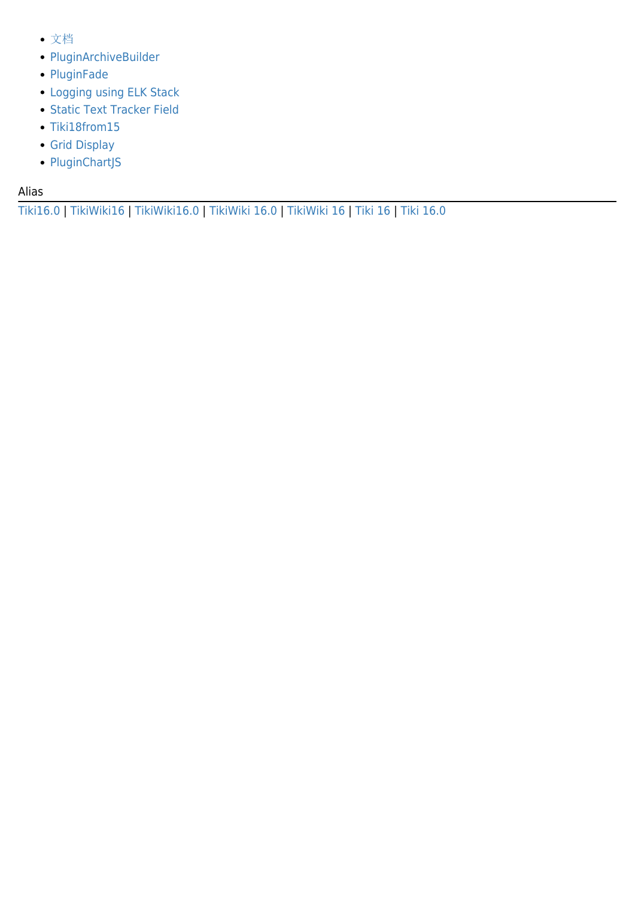- 文档
- PluginArchiveBuilder
- PluginFade
- Logging using ELK Stack
- Static Text Tracker Field
- Tiki18from15
- Grid Display
- PluginChartJS

Alias

Tiki16.0 | TikiWiki16 | TikiWiki16.0 | TikiWiki 16.0 | TikiWiki 16 | Tiki 16 | Tiki 16.0